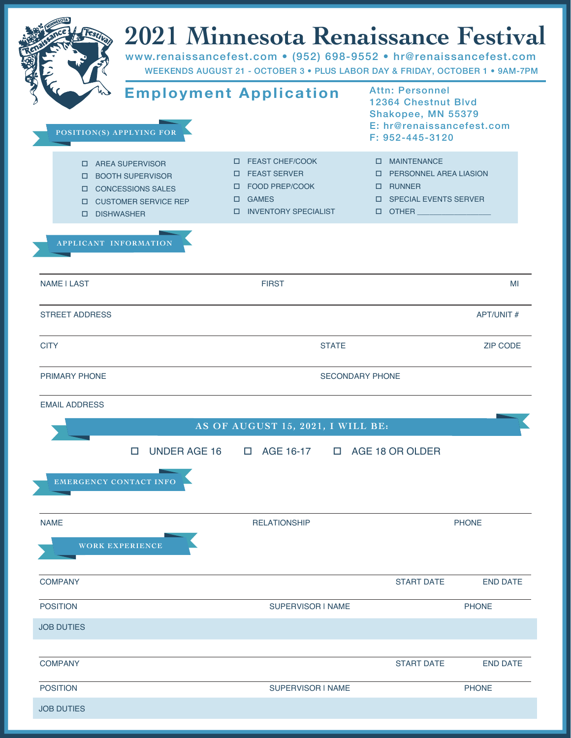# 2021 Minnesota Renaissance Festival

www.renaissancefest.com • (952) 698-9552 • hr@renaissancefest.com

WEEKENDS AUGUST 21 - OCTOBER 3 • PLUS LABOR DAY & FRIDAY, OCTOBER 1 • 9AM-7PM

## Employment Application

Attn: Personnel
12364 Chestnut Blvd
Shakopee, MN 55379
E: hr@renaissancefest.com
F: 952-445-3120

### POSITION(S) APPLYING FOR

- ☐ AREA SUPERVISOR
- ☐ BOOTH SUPERVISOR
- ☐ CONCESSIONS SALES
- ☐ CUSTOMER SERVICE REP
- ☐ DISHWASHER
- ☐ FEAST CHEF/COOK
- ☐ FEAST SERVER
- ☐ FOOD PREP/COOK
- ☐ GAMES
- ☐ INVENTORY SPECIALIST
- ☐ MAINTENANCE
- ☐ PERSONNEL AREA LIASION
- ☐ RUNNER
- ☐ SPECIAL EVENTS SERVER
- ☐ OTHER _________________

### APPLICANT INFORMATION

NAME | LAST　　　FIRST　　　MI

STREET ADDRESS　　　APT/UNIT #

CITY　　　STATE　　　ZIP CODE

PRIMARY PHONE　　　SECONDARY PHONE

EMAIL ADDRESS

### AS OF AUGUST 15, 2021, I WILL BE:

☐ UNDER AGE 16　☐ AGE 16-17　☐ AGE 18 OR OLDER

### EMERGENCY CONTACT INFO

NAME　　　RELATIONSHIP　　　PHONE

### WORK EXPERIENCE

COMPANY　　　START DATE　　　END DATE

POSITION　　　SUPERVISOR | NAME　　　PHONE

JOB DUTIES

COMPANY　　　START DATE　　　END DATE

POSITION　　　SUPERVISOR | NAME　　　PHONE

JOB DUTIES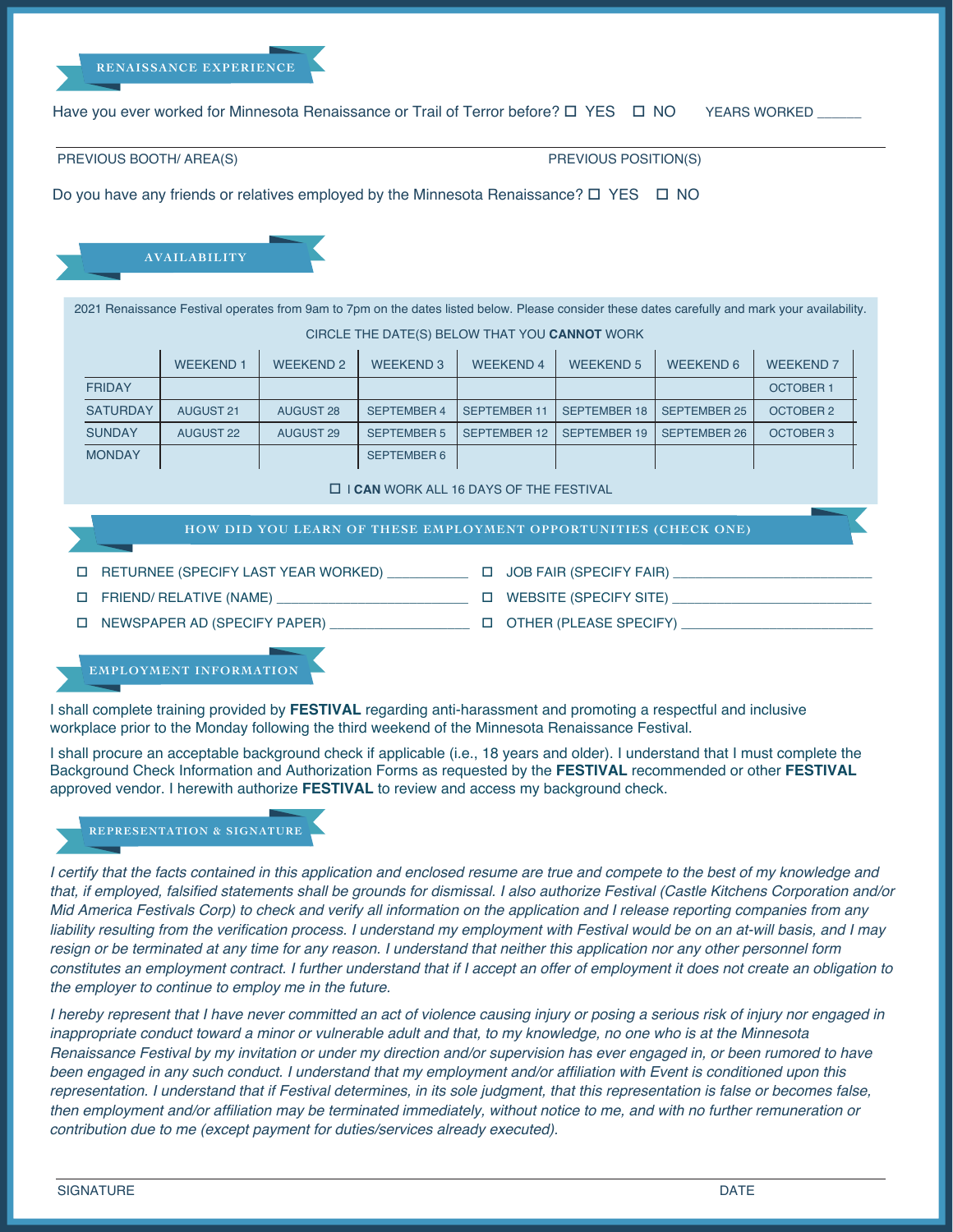## RENAISSANCE EXPERIENCE

Have you ever worked for Minnesota Renaissance or Trail of Terror before? ☐ YES ☐ NO YEARS WORKED ______

PREVIOUS BOOTH/ AREA(S) PREVIOUS POSITION(S)

Do you have any friends or relatives employed by the Minnesota Renaissance? ☐ YES ☐ NO

## AVAILABILITY

2021 Renaissance Festival operates from 9am to 7pm on the dates listed below. Please consider these dates carefully and mark your availability.

CIRCLE THE DATE(S) BELOW THAT YOU **CANNOT** WORK

| | WEEKEND 1 | WEEKEND 2 | WEEKEND 3 | WEEKEND 4 | WEEKEND 5 | WEEKEND 6 | WEEKEND 7 |
|---|---|---|---|---|---|---|---|
| FRIDAY | | | | | | | OCTOBER 1 |
| SATURDAY | AUGUST 21 | AUGUST 28 | SEPTEMBER 4 | SEPTEMBER 11 | SEPTEMBER 18 | SEPTEMBER 25 | OCTOBER 2 |
| SUNDAY | AUGUST 22 | AUGUST 29 | SEPTEMBER 5 | SEPTEMBER 12 | SEPTEMBER 19 | SEPTEMBER 26 | OCTOBER 3 |
| MONDAY | | | SEPTEMBER 6 | | | | |

☐ I **CAN** WORK ALL 16 DAYS OF THE FESTIVAL

## HOW DID YOU LEARN OF THESE EMPLOYMENT OPPORTUNITIES (CHECK ONE)

☐ RETURNEE (SPECIFY LAST YEAR WORKED) ___________

☐ FRIEND/ RELATIVE (NAME) ________________________

☐ NEWSPAPER AD (SPECIFY PAPER) __________________

☐ JOB FAIR (SPECIFY FAIR) _________________________

☐ WEBSITE (SPECIFY SITE) _________________________

☐ OTHER (PLEASE SPECIFY) ________________________

## EMPLOYMENT INFORMATION

I shall complete training provided by **FESTIVAL** regarding anti-harassment and promoting a respectful and inclusive workplace prior to the Monday following the third weekend of the Minnesota Renaissance Festival.

I shall procure an acceptable background check if applicable (i.e., 18 years and older). I understand that I must complete the Background Check Information and Authorization Forms as requested by the **FESTIVAL** recommended or other **FESTIVAL** approved vendor. I herewith authorize **FESTIVAL** to review and access my background check.

## REPRESENTATION & SIGNATURE

*I certify that the facts contained in this application and enclosed resume are true and compete to the best of my knowledge and that, if employed, falsified statements shall be grounds for dismissal. I also authorize Festival (Castle Kitchens Corporation and/or Mid America Festivals Corp) to check and verify all information on the application and I release reporting companies from any liability resulting from the verification process. I understand my employment with Festival would be on an at-will basis, and I may resign or be terminated at any time for any reason. I understand that neither this application nor any other personnel form constitutes an employment contract. I further understand that if I accept an offer of employment it does not create an obligation to the employer to continue to employ me in the future.*

*I hereby represent that I have never committed an act of violence causing injury or posing a serious risk of injury nor engaged in inappropriate conduct toward a minor or vulnerable adult and that, to my knowledge, no one who is at the Minnesota Renaissance Festival by my invitation or under my direction and/or supervision has ever engaged in, or been rumored to have been engaged in any such conduct. I understand that my employment and/or affiliation with Event is conditioned upon this representation. I understand that if Festival determines, in its sole judgment, that this representation is false or becomes false, then employment and/or affiliation may be terminated immediately, without notice to me, and with no further remuneration or contribution due to me (except payment for duties/services already executed).*

SIGNATURE DATE